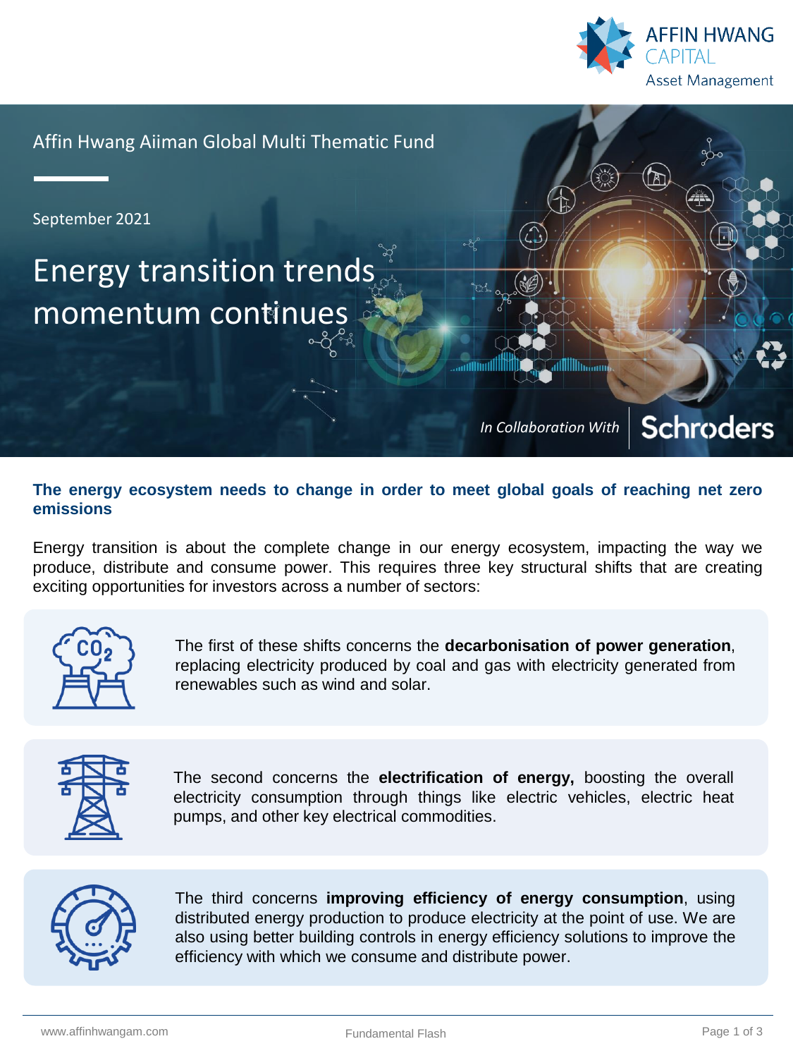Affin Hwang Aiiman Global Multi Thematic Fund

September 2021

# Energy transition trends momentum continues

*In Collaboration With* Schroders

## The energy ecosystem needs to change in order to meet global goals of reaching net zero emissions

Energy transition is about the complete change in our energy ecosystem, impacting the way we produce, distribute and consume power. This requires three key structural shifts that are creating exciting opportunities for investors across a number of sectors:

The first of these shifts concerns the **decarbonisation of power generation**, replacing electricity produced by coal and gas with electricity generated from renewables such as wind and solar.

The second concerns the **electrification of energy,** boosting the overall electricity consumption through things like electric vehicles, electric heat pumps, and other key electrical commodities.

The third concerns **improving efficiency of energy consumption**, using distributed energy production to produce electricity at the point of use. We are also using better building controls in energy efficiency solutions to improve the efficiency with which we consume and distribute power.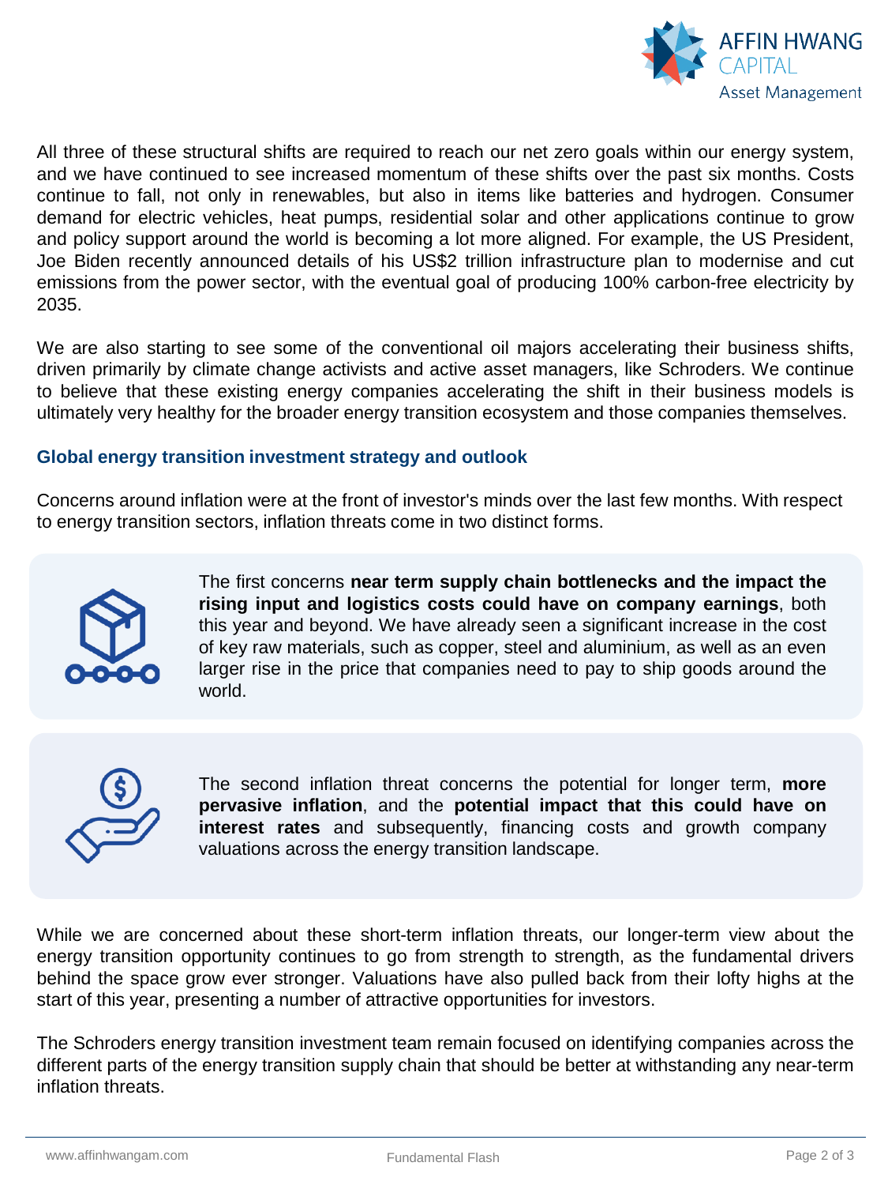All three of these structural shifts are required to reach our net zero goals within our energy system, and we have continued to see increased momentum of these shifts over the past six months. Costs continue to fall, not only in renewables, but also in items like batteries and hydrogen. Consumer demand for electric vehicles, heat pumps, residential solar and other applications continue to grow and policy support around the world is becoming a lot more aligned. For example, the US President, Joe Biden recently announced details of his US$2 trillion infrastructure plan to modernise and cut emissions from the power sector, with the eventual goal of producing 100% carbon-free electricity by 2035.

We are also starting to see some of the conventional oil majors accelerating their business shifts, driven primarily by climate change activists and active asset managers, like Schroders. We continue to believe that these existing energy companies accelerating the shift in their business models is ultimately very healthy for the broader energy transition ecosystem and those companies themselves.

## Global energy transition investment strategy and outlook

Concerns around inflation were at the front of investor's minds over the last few months. With respect to energy transition sectors, inflation threats come in two distinct forms.

The first concerns **near term supply chain bottlenecks and the impact the rising input and logistics costs could have on company earnings**, both this year and beyond. We have already seen a significant increase in the cost of key raw materials, such as copper, steel and aluminium, as well as an even larger rise in the price that companies need to pay to ship goods around the world.

The second inflation threat concerns the potential for longer term, **more pervasive inflation**, and the **potential impact that this could have on interest rates** and subsequently, financing costs and growth company valuations across the energy transition landscape.

While we are concerned about these short-term inflation threats, our longer-term view about the energy transition opportunity continues to go from strength to strength, as the fundamental drivers behind the space grow ever stronger. Valuations have also pulled back from their lofty highs at the start of this year, presenting a number of attractive opportunities for investors.

The Schroders energy transition investment team remain focused on identifying companies across the different parts of the energy transition supply chain that should be better at withstanding any near-term inflation threats.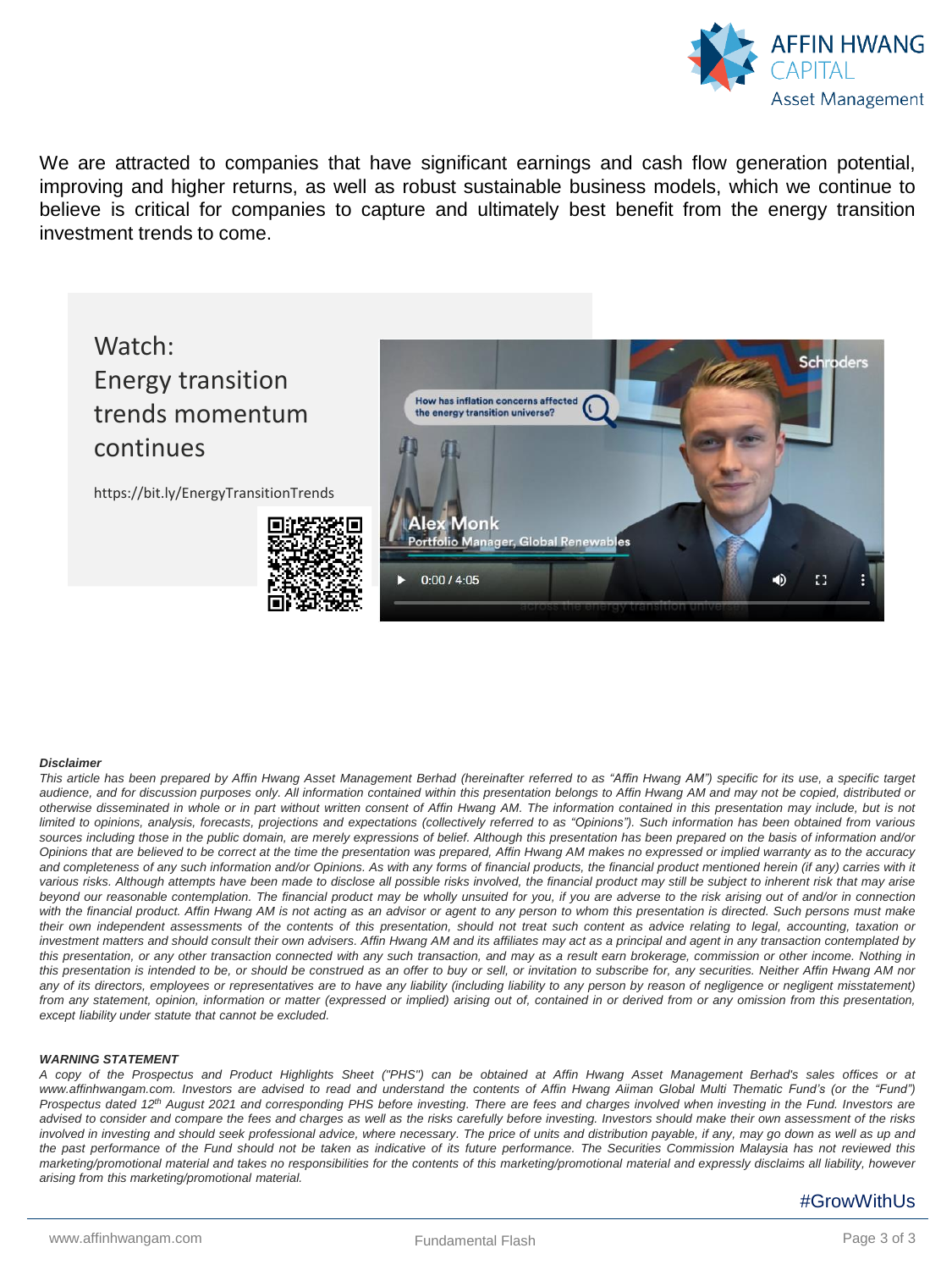We are attracted to companies that have significant earnings and cash flow generation potential, improving and higher returns, as well as robust sustainable business models, which we continue to believe is critical for companies to capture and ultimately best benefit from the energy transition investment trends to come.

Watch:
Energy transition trends momentum continues

https://bit.ly/EnergyTransitionTrends

***Disclaimer***

*This article has been prepared by Affin Hwang Asset Management Berhad (hereinafter referred to as "Affin Hwang AM") specific for its use, a specific target audience, and for discussion purposes only. All information contained within this presentation belongs to Affin Hwang AM and may not be copied, distributed or otherwise disseminated in whole or in part without written consent of Affin Hwang AM. The information contained in this presentation may include, but is not limited to opinions, analysis, forecasts, projections and expectations (collectively referred to as "Opinions"). Such information has been obtained from various sources including those in the public domain, are merely expressions of belief. Although this presentation has been prepared on the basis of information and/or Opinions that are believed to be correct at the time the presentation was prepared, Affin Hwang AM makes no expressed or implied warranty as to the accuracy and completeness of any such information and/or Opinions. As with any forms of financial products, the financial product mentioned herein (if any) carries with it various risks. Although attempts have been made to disclose all possible risks involved, the financial product may still be subject to inherent risk that may arise beyond our reasonable contemplation. The financial product may be wholly unsuited for you, if you are adverse to the risk arising out of and/or in connection with the financial product. Affin Hwang AM is not acting as an advisor or agent to any person to whom this presentation is directed. Such persons must make their own independent assessments of the contents of this presentation, should not treat such content as advice relating to legal, accounting, taxation or investment matters and should consult their own advisers. Affin Hwang AM and its affiliates may act as a principal and agent in any transaction contemplated by this presentation, or any other transaction connected with any such transaction, and may as a result earn brokerage, commission or other income. Nothing in this presentation is intended to be, or should be construed as an offer to buy or sell, or invitation to subscribe for, any securities. Neither Affin Hwang AM nor any of its directors, employees or representatives are to have any liability (including liability to any person by reason of negligence or negligent misstatement) from any statement, opinion, information or matter (expressed or implied) arising out of, contained in or derived from or any omission from this presentation, except liability under statute that cannot be excluded.*

***WARNING STATEMENT***

*A copy of the Prospectus and Product Highlights Sheet ("PHS") can be obtained at Affin Hwang Asset Management Berhad's sales offices or at www.affinhwangam.com. Investors are advised to read and understand the contents of Affin Hwang Aiiman Global Multi Thematic Fund's (or the "Fund") Prospectus dated 12th August 2021 and corresponding PHS before investing. There are fees and charges involved when investing in the Fund. Investors are advised to consider and compare the fees and charges as well as the risks carefully before investing. Investors should make their own assessment of the risks involved in investing and should seek professional advice, where necessary. The price of units and distribution payable, if any, may go down as well as up and the past performance of the Fund should not be taken as indicative of its future performance. The Securities Commission Malaysia has not reviewed this marketing/promotional material and takes no responsibilities for the contents of this marketing/promotional material and expressly disclaims all liability, however arising from this marketing/promotional material.*

#GrowWithUs